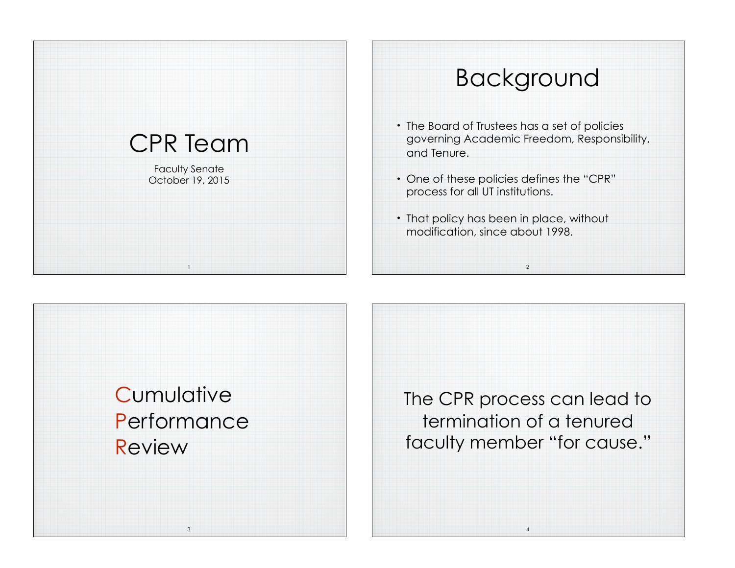# CPR Team

Faculty Senate
October 19, 2015

## Background

- The Board of Trustees has a set of policies governing Academic Freedom, Responsibility, and Tenure.
- One of these policies defines the "CPR" process for all UT institutions.
- That policy has been in place, without modification, since about 1998.

**C**umulative
**P**erformance
**R**eview

The CPR process can lead to termination of a tenured faculty member "for cause."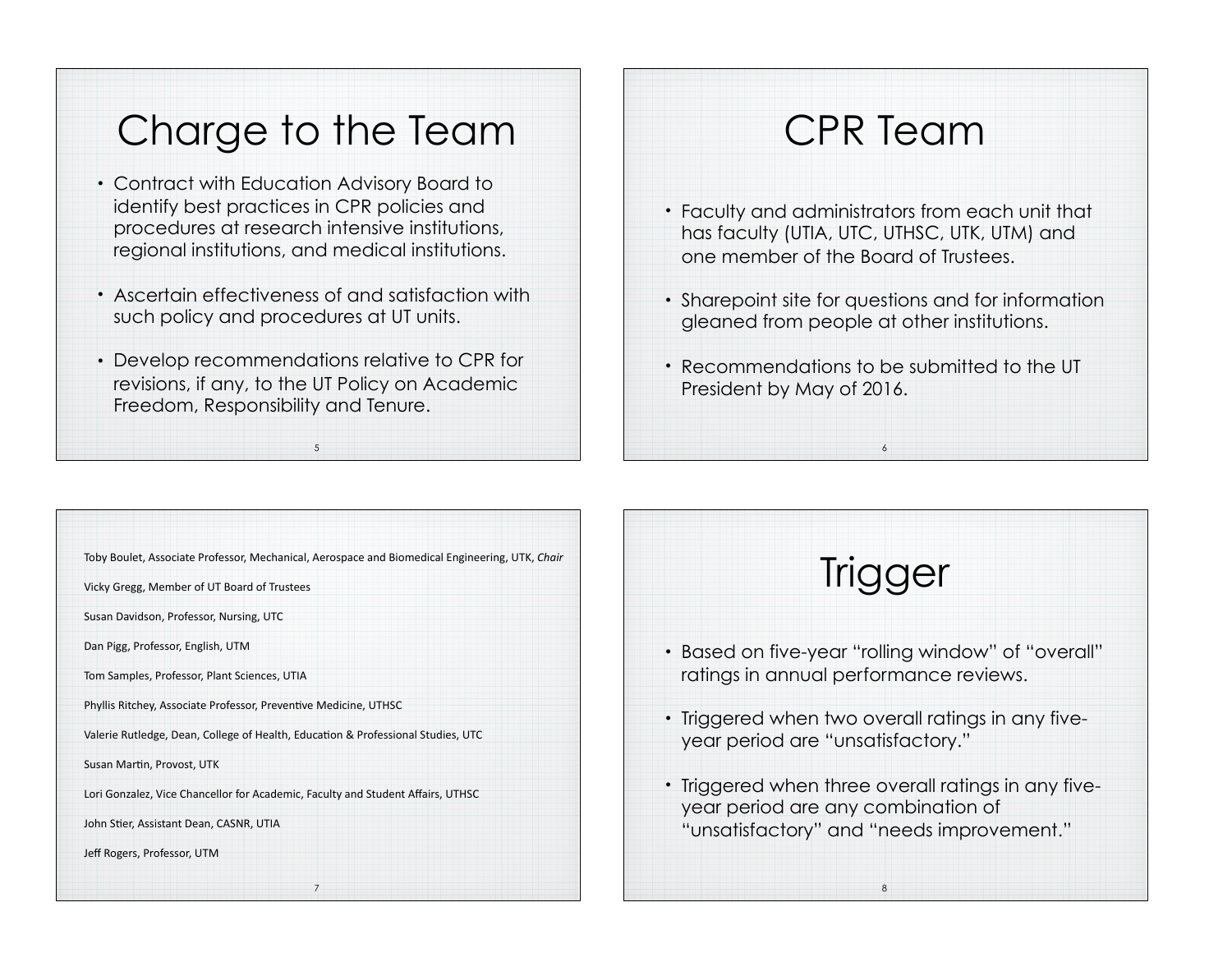# Charge to the Team

- Contract with Education Advisory Board to identify best practices in CPR policies and procedures at research intensive institutions, regional institutions, and medical institutions.
- Ascertain effectiveness of and satisfaction with such policy and procedures at UT units.
- Develop recommendations relative to CPR for revisions, if any, to the UT Policy on Academic Freedom, Responsibility and Tenure.

# CPR Team

- Faculty and administrators from each unit that has faculty (UTIA, UTC, UTHSC, UTK, UTM) and one member of the Board of Trustees.
- Sharepoint site for questions and for information gleaned from people at other institutions.
- Recommendations to be submitted to the UT President by May of 2016.

Toby Boulet, Associate Professor, Mechanical, Aerospace and Biomedical Engineering, UTK, *Chair*

Vicky Gregg, Member of UT Board of Trustees

Susan Davidson, Professor, Nursing, UTC

Dan Pigg, Professor, English, UTM

Tom Samples, Professor, Plant Sciences, UTIA

Phyllis Ritchey, Associate Professor, Preventive Medicine, UTHSC

Valerie Rutledge, Dean, College of Health, Education & Professional Studies, UTC

Susan Martin, Provost, UTK

Lori Gonzalez, Vice Chancellor for Academic, Faculty and Student Affairs, UTHSC

John Stier, Assistant Dean, CASNR, UTIA

Jeff Rogers, Professor, UTM

# Trigger

- Based on five-year "rolling window" of "overall" ratings in annual performance reviews.
- Triggered when two overall ratings in any five-year period are "unsatisfactory."
- Triggered when three overall ratings in any five-year period are any combination of "unsatisfactory" and "needs improvement."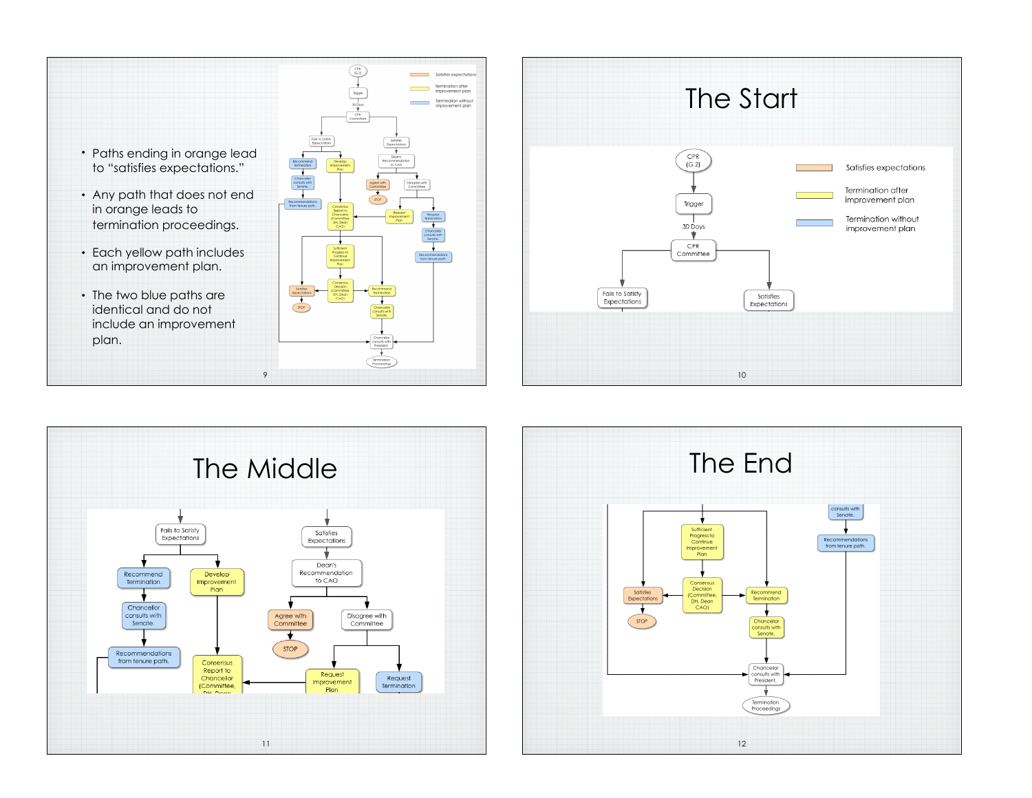- Paths ending in orange lead to "satisfies expectations."
- Any path that does not end in orange leads to termination proceedings.
- Each yellow path includes an improvement plan.
- The two blue paths are identical and do not include an improvement plan.

Satisfies expectations

Termination after improvement plan

Termination without improvement plan

CPR (G.2) → Trigger → 30 Days → CPR Committee → Fails to Satisfy Expectations / Satisfies Expectations

Fails to Satisfy Expectations → Recommend Termination → Chancellor consults with Senate. → Recommendations from tenure path.

Fails to Satisfy Expectations → Develop Improvement Plan → Consensus Report to Chancellor (Committee, DH, Dean CAO)

Satisfies Expectations → Dean's Recommendation to CAO → Agree with Committee → STOP

Dean's Recommendation to CAO → Disagree with Committee → Request Improvement Plan / Request Termination

Request Termination → Chancellor consults with Senate. → Recommendations from tenure path.

Sufficient Progress to Continue Improvement Plan → Consensus Decision (Committee, DH, Dean CAO) → Satisfies Expectations → STOP

Consensus Decision (Committee, DH, Dean CAO) → Recommend Termination → Chancellor consults with Senate.

Chancellor consults with President. → Termination Proceedings

# The Start

CPR (G.2) → Trigger → 30 Days → CPR Committee → Fails to Satisfy Expectations / Satisfies Expectations

# The Middle

Fails to Satisfy Expectations → Recommend Termination → Chancellor consults with Senate. → Recommendations from tenure path.

Fails to Satisfy Expectations → Develop Improvement Plan → Consensus Report to Chancellor (Committee, DH, Dean

Satisfies Expectations → Dean's Recommendation to CAO → Agree with Committee → STOP

Dean's Recommendation to CAO → Disagree with Committee → Request Improvement Plan / Request Termination

# The End

Sufficient Progress to Continue Improvement Plan → Consensus Decision (Committee, DH, Dean CAO)

Consensus Decision (Committee, DH, Dean CAO) → Satisfies Expectations → STOP

Consensus Decision (Committee, DH, Dean CAO) → Recommend Termination → Chancellor consults with Senate. → Chancellor consults with President.

consults with Senate. → Recommendations from tenure path. → Chancellor consults with President.

Chancellor consults with President. → Termination Proceedings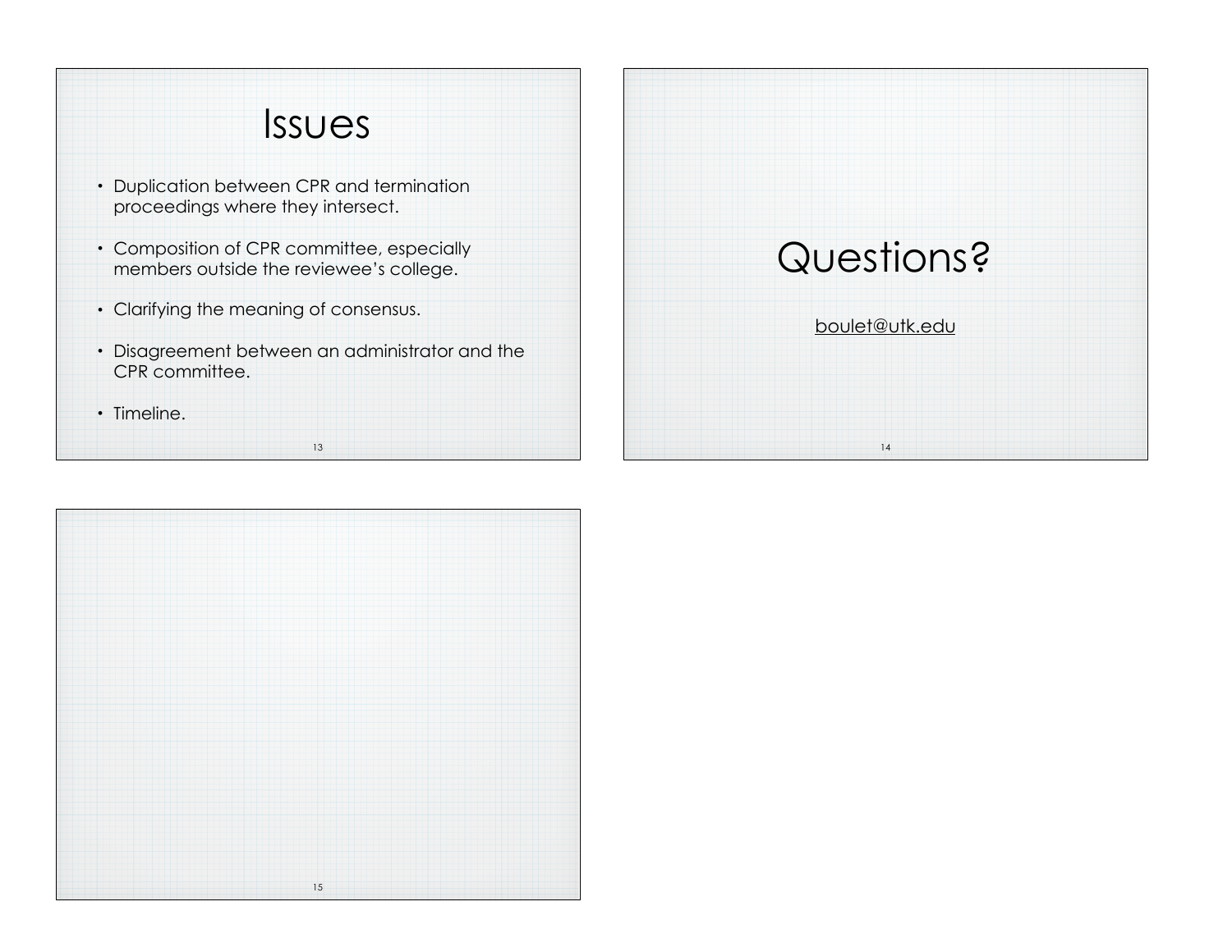# Issues

- Duplication between CPR and termination proceedings where they intersect.
- Composition of CPR committee, especially members outside the reviewee's college.
- Clarifying the meaning of consensus.
- Disagreement between an administrator and the CPR committee.
- Timeline.

# Questions?

boulet@utk.edu